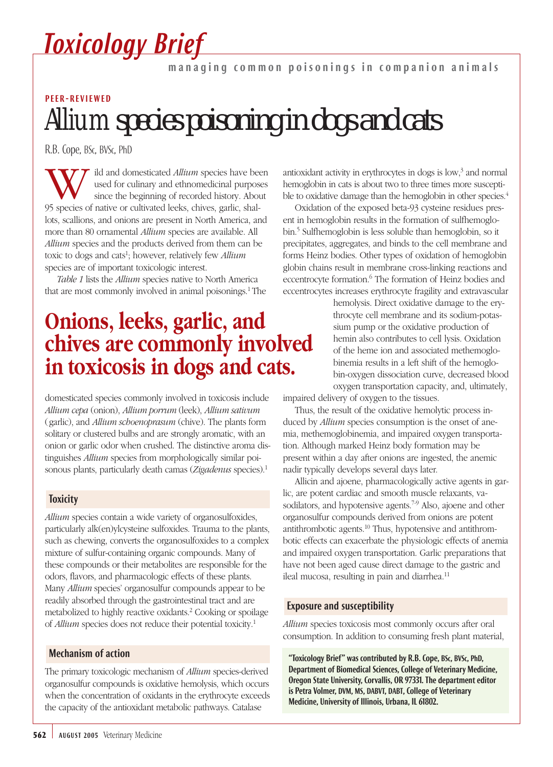# Toxicology Brief

managing common poisonings in companion animals

PEER-REVIEWED

# Allium species poisoning in dogs and cats

R.B. Cope, BSc, BVSc, PhD

Wild and domesticated *Allium* species have been used for culinary and ethnomedicinal purposes since the beginning of recorded history. About 95 species of native or cultivated leeks, chives, garlic, shallots, scallions, and onions are present in North America, and more than 80 ornamental *Allium* species are available. All *Allium* species and the products derived from them can be toxic to dogs and cats[1]; however, relatively few *Allium* species are of important toxicologic interest.

*Table 1* lists the *Allium* species native to North America that are most commonly involved in animal poisonings.[1] The domesticated species commonly involved in toxicosis include *Allium cepa* (onion), *Allium porrum* (leek), *Allium sativum* (garlic), and *Allium schoenoprasum* (chive). The plants form solitary or clustered bulbs and are strongly aromatic, with an onion or garlic odor when crushed. The distinctive aroma distinguishes *Allium* species from morphologically similar poisonous plants, particularly death camas (*Zigadenus* species).[1]

**Onions, leeks, garlic, and chives are commonly involved in toxicosis in dogs and cats.**

## Toxicity

*Allium* species contain a wide variety of organosulfoxides, particularly alk(en)ylcysteine sulfoxides. Trauma to the plants, such as chewing, converts the organosulfoxides to a complex mixture of sulfur-containing organic compounds. Many of these compounds or their metabolites are responsible for the odors, flavors, and pharmacologic effects of these plants. Many *Allium* species' organosulfur compounds appear to be readily absorbed through the gastrointestinal tract and are metabolized to highly reactive oxidants.[2] Cooking or spoilage of *Allium* species does not reduce their potential toxicity.[1]

## Mechanism of action

The primary toxicologic mechanism of *Allium* species-derived organosulfur compounds is oxidative hemolysis, which occurs when the concentration of oxidants in the erythrocyte exceeds the capacity of the antioxidant metabolic pathways. Catalase antioxidant activity in erythrocytes in dogs is low,[3] and normal hemoglobin in cats is about two to three times more susceptible to oxidative damage than the hemoglobin in other species.[4]

Oxidation of the exposed beta-93 cysteine residues present in hemoglobin results in the formation of sulfhemoglobin.[5] Sulfhemoglobin is less soluble than hemoglobin, so it precipitates, aggregates, and binds to the cell membrane and forms Heinz bodies. Other types of oxidation of hemoglobin globin chains result in membrane cross-linking reactions and eccentrocyte formation.[6] The formation of Heinz bodies and eccentrocytes increases erythrocyte fragility and extravascular hemolysis. Direct oxidative damage to the erythrocyte cell membrane and its sodium-potassium pump or the oxidative production of hemin also contributes to cell lysis. Oxidation of the heme ion and associated methemoglobinemia results in a left shift of the hemoglobin-oxygen dissociation curve, decreased blood oxygen transportation capacity, and, ultimately, impaired delivery of oxygen to the tissues.

Thus, the result of the oxidative hemolytic process induced by *Allium* species consumption is the onset of anemia, methemoglobinemia, and impaired oxygen transportation. Although marked Heinz body formation may be present within a day after onions are ingested, the anemic nadir typically develops several days later.

Allicin and ajoene, pharmacologically active agents in garlic, are potent cardiac and smooth muscle relaxants, vasodilators, and hypotensive agents.[7-9] Also, ajoene and other organosulfur compounds derived from onions are potent antithrombotic agents.[10] Thus, hypotensive and antithrombotic effects can exacerbate the physiologic effects of anemia and impaired oxygen transportation. Garlic preparations that have not been aged cause direct damage to the gastric and ileal mucosa, resulting in pain and diarrhea.[11]

## Exposure and susceptibility

*Allium* species toxicosis most commonly occurs after oral consumption. In addition to consuming fresh plant material,

**"Toxicology Brief" was contributed by R.B. Cope, BSc, BVSc, PhD, Department of Biomedical Sciences, College of Veterinary Medicine, Oregon State University, Corvallis, OR 97331. The department editor is Petra Volmer, DVM, MS, DABVT, DABT, College of Veterinary Medicine, University of Illinois, Urbana, IL 61802.**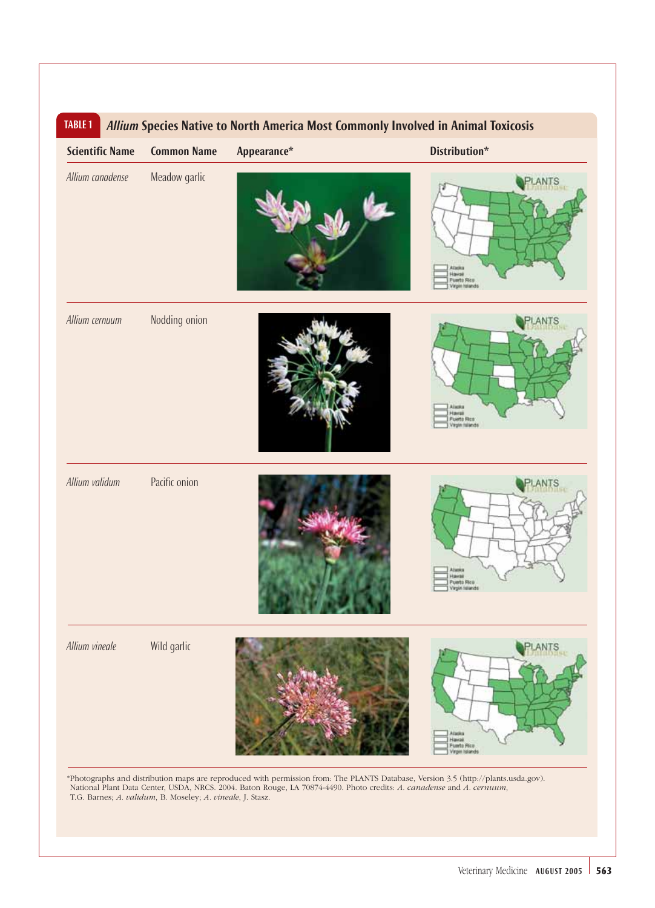**TABLE 1** ***Allium* Species Native to North America Most Commonly Involved in Animal Toxicosis**

| Scientific Name | Common Name | Appearance* | Distribution* |
| --- | --- | --- | --- |
| *Allium canadense* | Meadow garlic | | |
| *Allium cernuum* | Nodding onion | | |
| *Allium validum* | Pacific onion | | |
| *Allium vineale* | Wild garlic | | |

*Photographs and distribution maps are reproduced with permission from: The PLANTS Database, Version 3.5 (http://plants.usda.gov). National Plant Data Center, USDA, NRCS. 2004. Baton Rouge, LA 70874-4490. Photo credits: *A. canadense* and *A. cernuum*, T.G. Barnes; *A. validum*, B. Moseley; *A. vineale*, J. Stasz.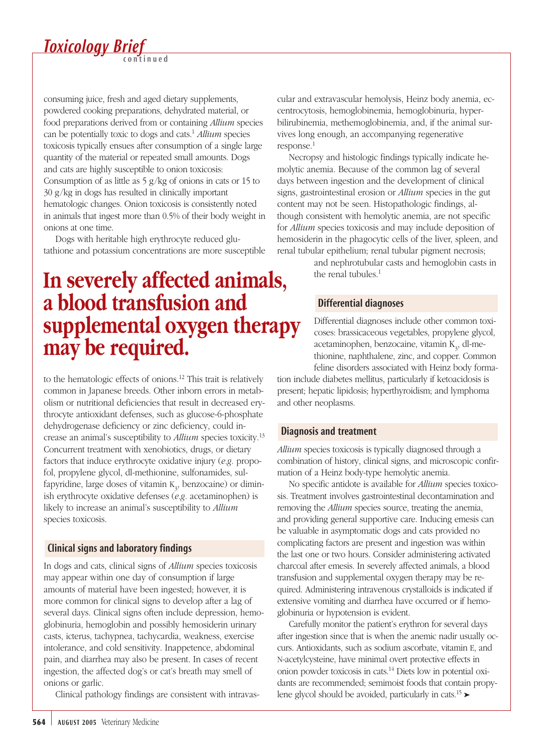consuming juice, fresh and aged dietary supplements, powdered cooking preparations, dehydrated material, or food preparations derived from or containing *Allium* species can be potentially toxic to dogs and cats.[1] *Allium* species toxicosis typically ensues after consumption of a single large quantity of the material or repeated small amounts. Dogs and cats are highly susceptible to onion toxicosis: Consumption of as little as 5 g/kg of onions in cats or 15 to 30 g/kg in dogs has resulted in clinically important hematologic changes. Onion toxicosis is consistently noted in animals that ingest more than 0.5% of their body weight in onions at one time.

Dogs with heritable high erythrocyte reduced glutathione and potassium concentrations are more susceptible to the hematologic effects of onions.[12] This trait is relatively common in Japanese breeds. Other inborn errors in metabolism or nutritional deficiencies that result in decreased erythrocyte antioxidant defenses, such as glucose-6-phosphate dehydrogenase deficiency or zinc deficiency, could increase an animal's susceptibility to *Allium* species toxicity.[13] Concurrent treatment with xenobiotics, drugs, or dietary factors that induce erythrocyte oxidative injury (*e.g.* propofol, propylene glycol, dl-methionine, sulfonamides, sulfapyridine, large doses of vitamin $K_3$, benzocaine) or diminish erythrocyte oxidative defenses (*e.g.* acetaminophen) is likely to increase an animal's susceptibility to *Allium* species toxicosis.

**In severely affected animals, a blood transfusion and supplemental oxygen therapy may be required.**

## Clinical signs and laboratory findings

In dogs and cats, clinical signs of *Allium* species toxicosis may appear within one day of consumption if large amounts of material have been ingested; however, it is more common for clinical signs to develop after a lag of several days. Clinical signs often include depression, hemoglobinuria, hemoglobin and possibly hemosiderin urinary casts, icterus, tachypnea, tachycardia, weakness, exercise intolerance, and cold sensitivity. Inappetence, abdominal pain, and diarrhea may also be present. In cases of recent ingestion, the affected dog's or cat's breath may smell of onions or garlic.

Clinical pathology findings are consistent with intravascular and extravascular hemolysis, Heinz body anemia, eccentrocytosis, hemoglobinemia, hemoglobinuria, hyperbilirubinemia, methemoglobinemia, and, if the animal survives long enough, an accompanying regenerative response.[1]

Necropsy and histologic findings typically indicate hemolytic anemia. Because of the common lag of several days between ingestion and the development of clinical signs, gastrointestinal erosion or *Allium* species in the gut content may not be seen. Histopathologic findings, although consistent with hemolytic anemia, are not specific for *Allium* species toxicosis and may include deposition of hemosiderin in the phagocytic cells of the liver, spleen, and renal tubular epithelium; renal tubular pigment necrosis; and nephrotubular casts and hemoglobin casts in the renal tubules.[1]

## Differential diagnoses

Differential diagnoses include other common toxicoses: brassicaceous vegetables, propylene glycol, acetaminophen, benzocaine, vitamin $K_3$, dl-methionine, naphthalene, zinc, and copper. Common feline disorders associated with Heinz body formation include diabetes mellitus, particularly if ketoacidosis is present; hepatic lipidosis; hyperthyroidism; and lymphoma and other neoplasms.

## Diagnosis and treatment

*Allium* species toxicosis is typically diagnosed through a combination of history, clinical signs, and microscopic confirmation of a Heinz body-type hemolytic anemia.

No specific antidote is available for *Allium* species toxicosis. Treatment involves gastrointestinal decontamination and removing the *Allium* species source, treating the anemia, and providing general supportive care. Inducing emesis can be valuable in asymptomatic dogs and cats provided no complicating factors are present and ingestion was within the last one or two hours. Consider administering activated charcoal after emesis. In severely affected animals, a blood transfusion and supplemental oxygen therapy may be required. Administering intravenous crystalloids is indicated if extensive vomiting and diarrhea have occurred or if hemoglobinuria or hypotension is evident.

Carefully monitor the patient's erythron for several days after ingestion since that is when the anemic nadir usually occurs. Antioxidants, such as sodium ascorbate, vitamin E, and N-acetylcysteine, have minimal overt protective effects in onion powder toxicosis in cats.[14] Diets low in potential oxidants are recommended; semimoist foods that contain propylene glycol should be avoided, particularly in cats.[15] ➤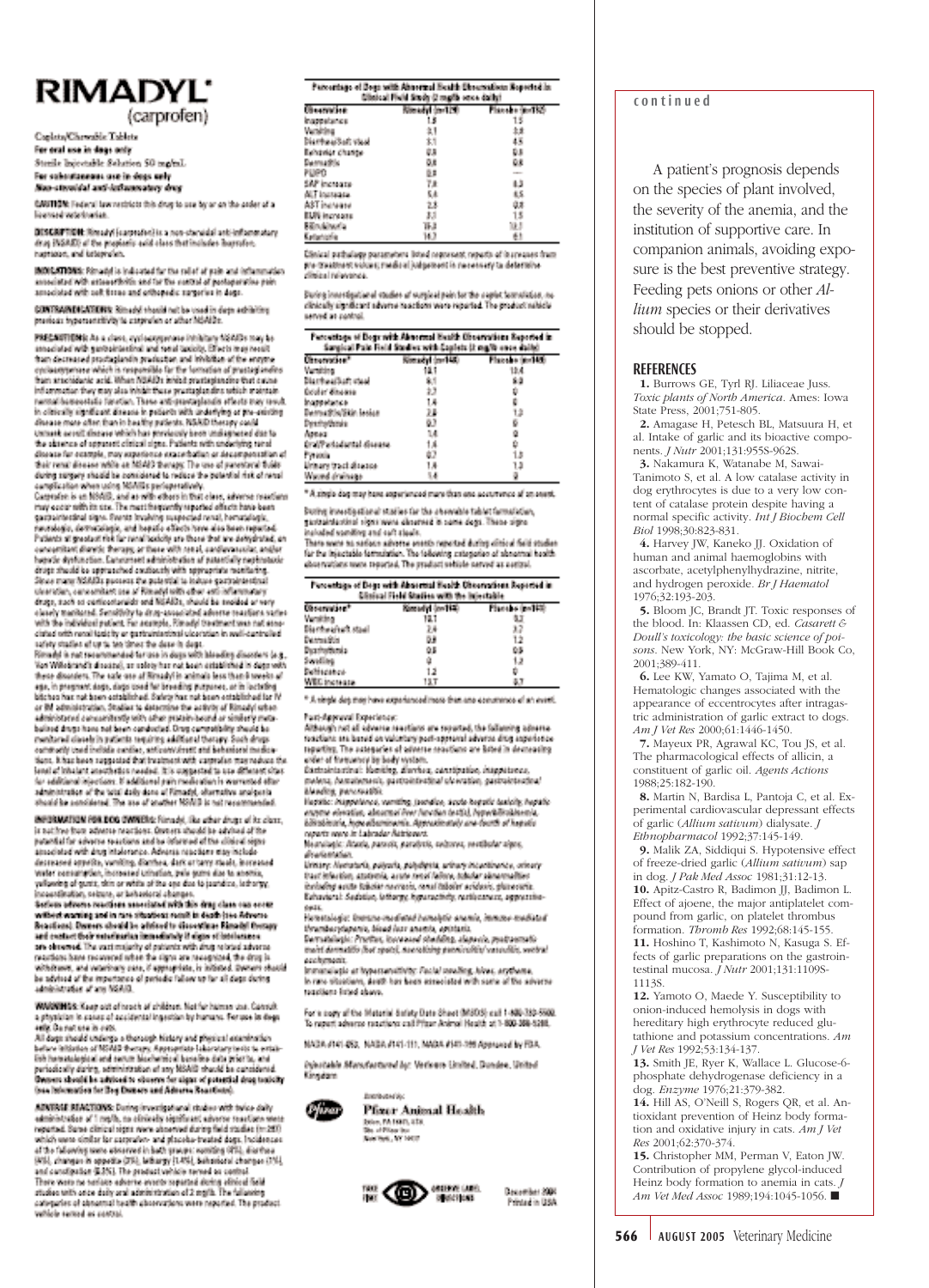**continued**

A patient's prognosis depends on the species of plant involved, the severity of the anemia, and the institution of supportive care. In companion animals, avoiding exposure is the best preventive strategy. Feeding pets onions or other *Allium* species or their derivatives should be stopped.

## REFERENCES

1. Burrows GE, Tyrl RJ. Liliaceae Juss. *Toxic plants of North America*. Ames: Iowa State Press, 2001;751-805.
2. Amagase H, Petesch BL, Matsuura H, et al. Intake of garlic and its bioactive components. *J Nutr* 2001;131:955S-962S.
3. Nakamura K, Watanabe M, Sawai-Tanimoto S, et al. A low catalase activity in dog erythrocytes is due to a very low content of catalase protein despite having a normal specific activity. *Int J Biochem Cell Biol* 1998;30:823-831.
4. Harvey JW, Kaneko JJ. Oxidation of human and animal haemoglobins with ascorbate, acetylphenylhydrazine, nitrite, and hydrogen peroxide. *Br J Haematol* 1976;32:193-203.
5. Bloom JC, Brandt JT. Toxic responses of the blood. In: Klaassen CD, ed. *Casarett & Doull's toxicology: the basic science of poisons*. New York, NY: McGraw-Hill Book Co, 2001;389-411.
6. Lee KW, Yamato O, Tajima M, et al. Hematologic changes associated with the appearance of eccentrocytes after intragastric administration of garlic extract to dogs. *Am J Vet Res* 2000;61:1446-1450.
7. Mayeux PR, Agrawal KC, Tou JS, et al. The pharmacological effects of allicin, a constituent of garlic oil. *Agents Actions* 1988;25:182-190.
8. Martin N, Bardisa L, Pantoja C, et al. Experimental cardiovascular depressant effects of garlic (*Allium sativum*) dialysate. *J Ethnopharmacol* 1992;37:145-149.
9. Malik ZA, Siddiqui S. Hypotensive effect of freeze-dried garlic (*Allium sativum*) sap in dog. *J Pak Med Assoc* 1981;31:12-13.
10. Apitz-Castro R, Badimon JJ, Badimon L. Effect of ajoene, the major antiplatelet compound from garlic, on platelet thrombus formation. *Thromb Res* 1992;68:145-155.
11. Hoshino T, Kashimoto N, Kasuga S. Effects of garlic preparations on the gastrointestinal mucosa. *J Nutr* 2001;131:1109S-1113S.
12. Yamoto O, Maede Y. Susceptibility to onion-induced hemolysis in dogs with hereditary high erythrocyte reduced glutathione and potassium concentrations. *Am J Vet Res* 1992;53:134-137.
13. Smith JE, Ryer K, Wallace L. Glucose-6-phosphate dehydrogenase deficiency in a dog. *Enzyme* 1976;21:379-382.
14. Hill AS, O'Neill S, Rogers QR, et al. Antioxidant prevention of Heinz body formation and oxidative injury in cats. *Am J Vet Res* 2001;62:370-374.
15. Christopher MM, Perman V, Eaton JW. Contribution of propylene glycol-induced Heinz body formation to anemia in cats. *J Am Vet Med Assoc* 1989;194:1045-1056. ■